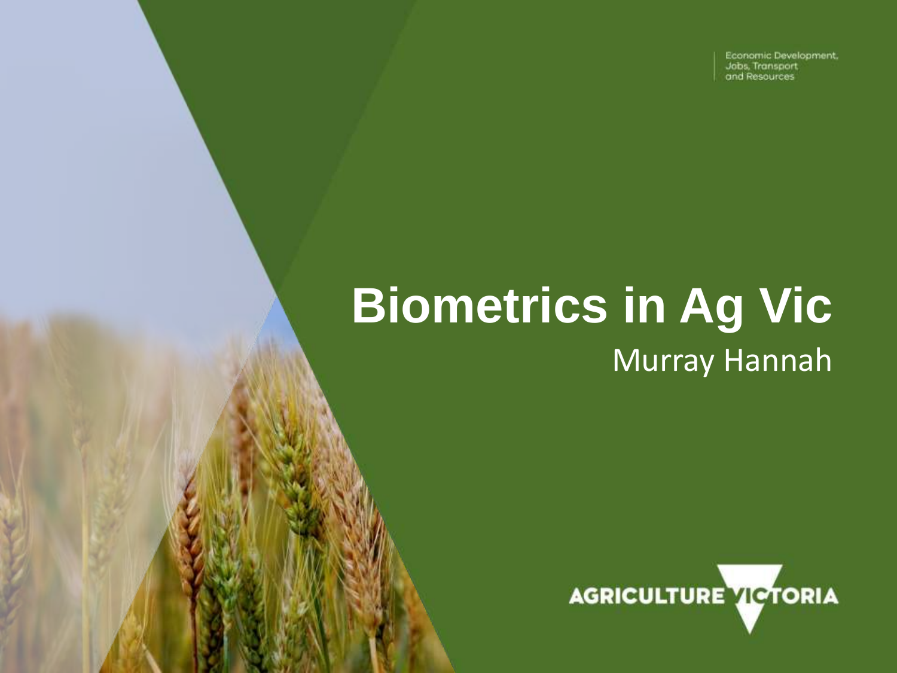Economic Development, Jobs, Transport and Resources

# Biometrics in Ag Vic

Murray Hannah

AGRICULTURE VICTORIA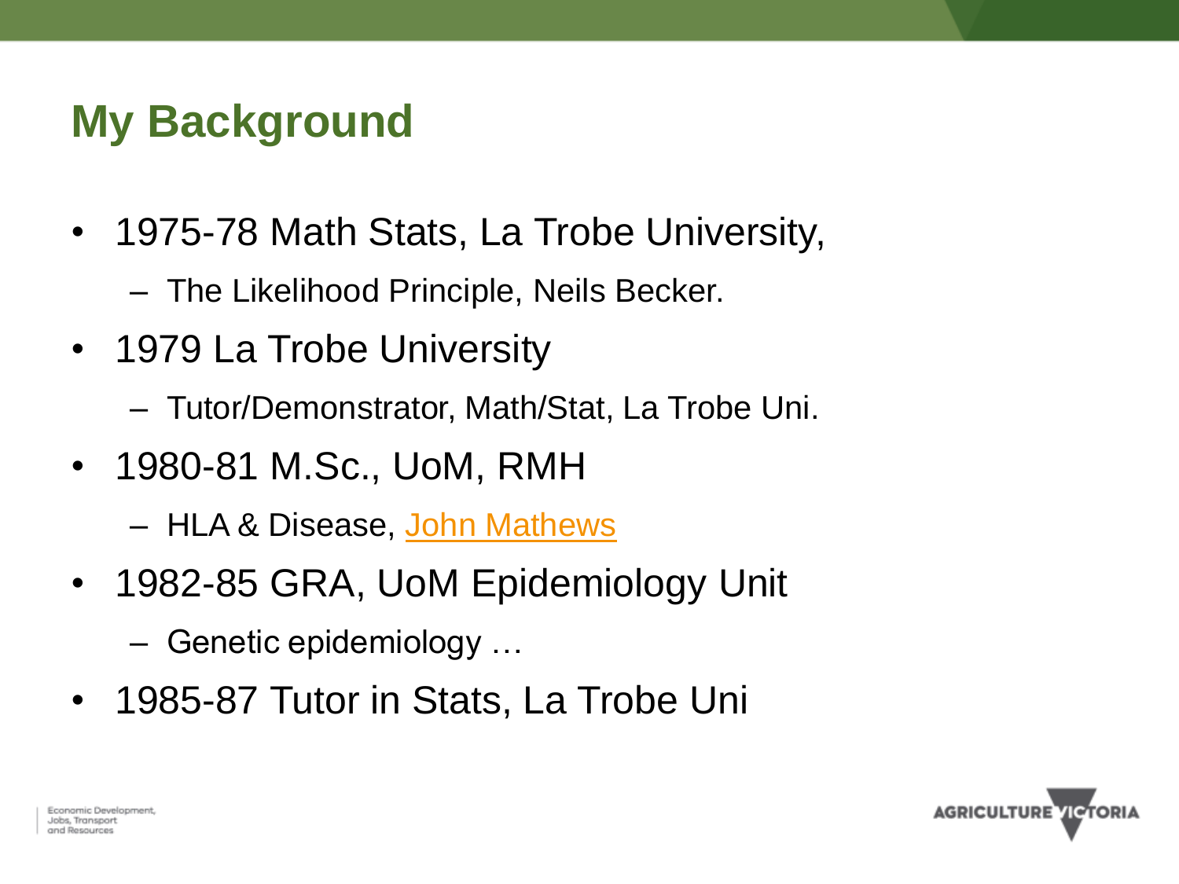## My Background

- 1975-78 Math Stats, La Trobe University,
  - The Likelihood Principle, Neils Becker.
- 1979 La Trobe University
  - Tutor/Demonstrator, Math/Stat, La Trobe Uni.
- 1980-81 M.Sc., UoM, RMH
  - HLA & Disease, John Mathews
- 1982-85 GRA, UoM Epidemiology Unit
  - Genetic epidemiology …
- 1985-87 Tutor in Stats, La Trobe Uni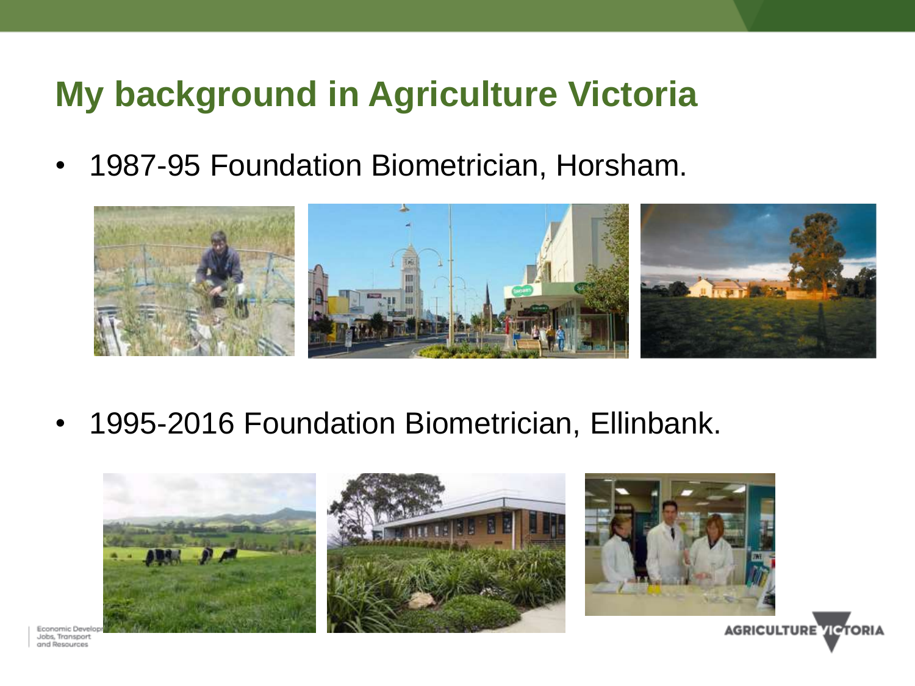# My background in Agriculture Victoria

- 1987-95 Foundation Biometrician, Horsham.

- 1995-2016 Foundation Biometrician, Ellinbank.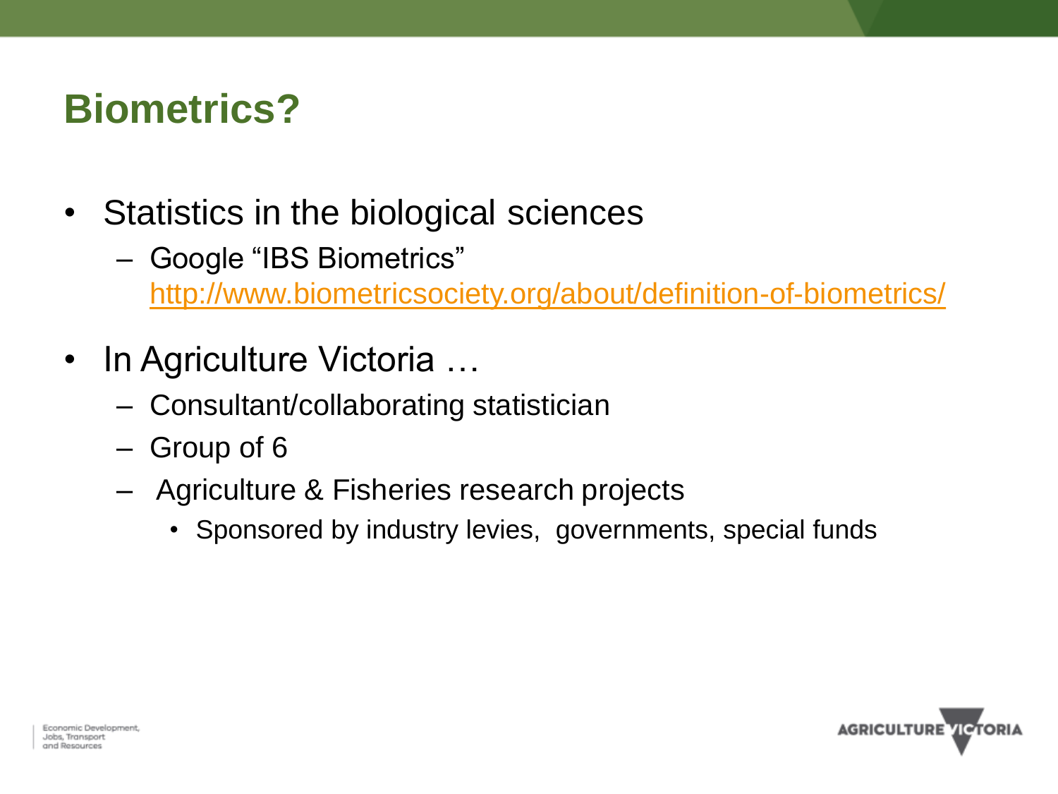# Biometrics?

- Statistics in the biological sciences
  - Google “IBS Biometrics” http://www.biometricsociety.org/about/definition-of-biometrics/
- In Agriculture Victoria …
  - Consultant/collaborating statistician
  - Group of 6
  - Agriculture & Fisheries research projects
    - Sponsored by industry levies, governments, special funds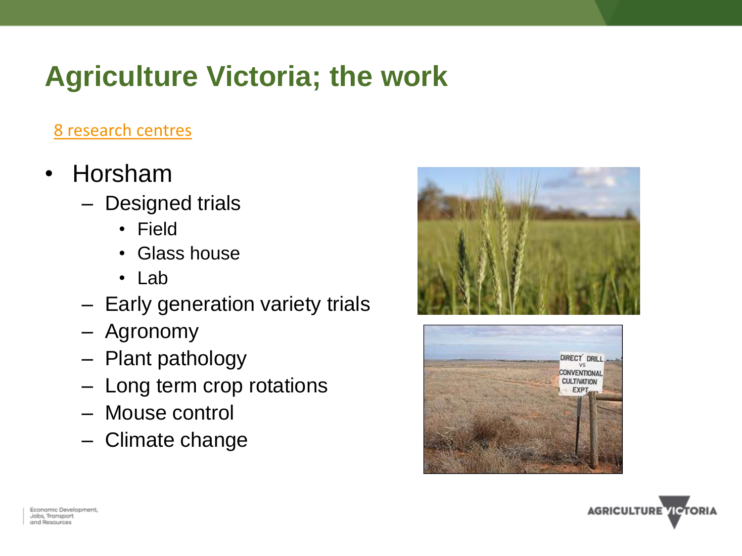# Agriculture Victoria; the work

8 research centres

- Horsham
  - Designed trials
    - Field
    - Glass house
    - Lab
  - Early generation variety trials
  - Agronomy
  - Plant pathology
  - Long term crop rotations
  - Mouse control
  - Climate change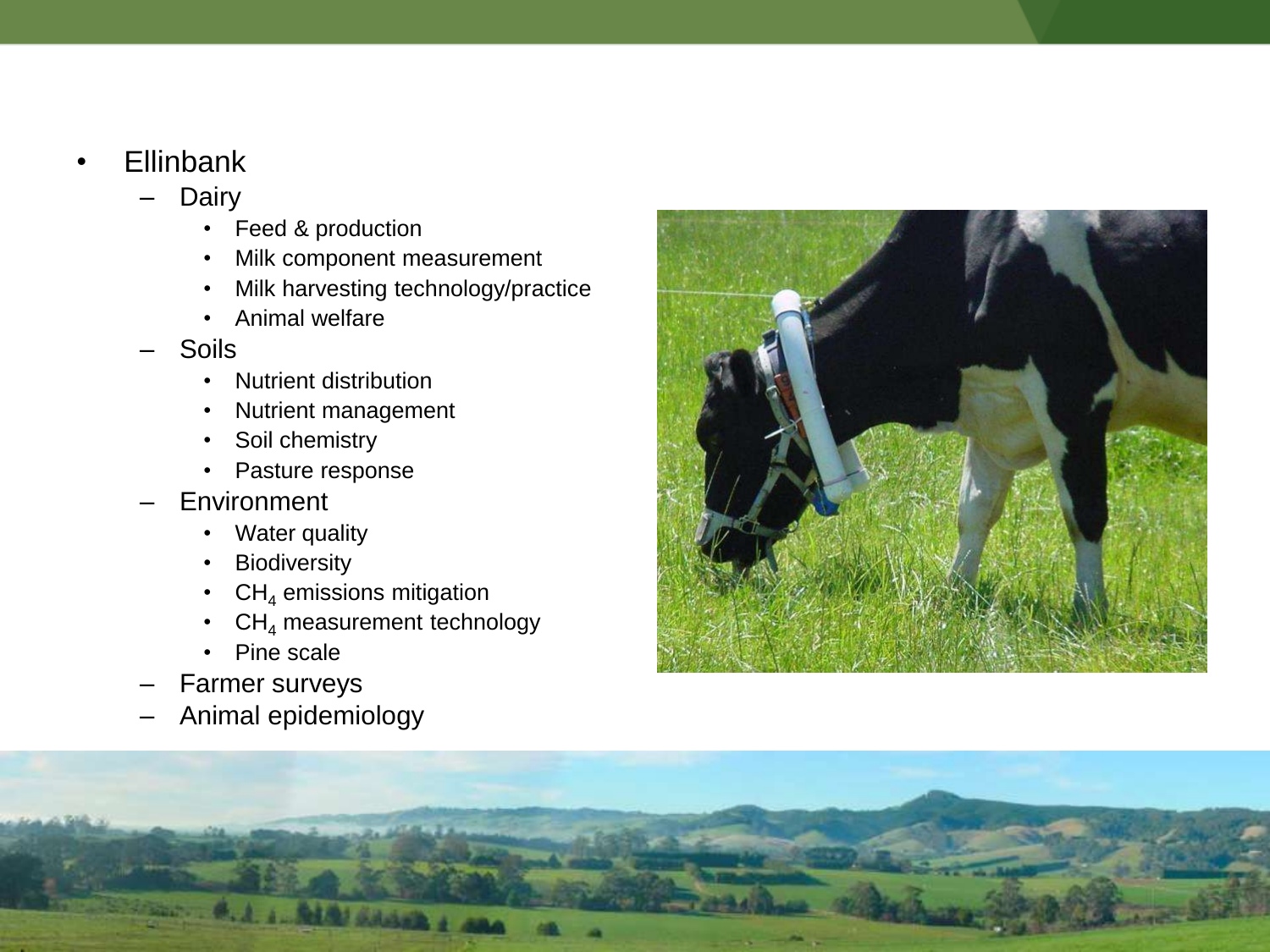- Ellinbank
  - Dairy
    - Feed & production
    - Milk component measurement
    - Milk harvesting technology/practice
    - Animal welfare
  - Soils
    - Nutrient distribution
    - Nutrient management
    - Soil chemistry
    - Pasture response
  - Environment
    - Water quality
    - Biodiversity
    - $CH_4$ emissions mitigation
    - $CH_4$ measurement technology
    - Pine scale
  - Farmer surveys
  - Animal epidemiology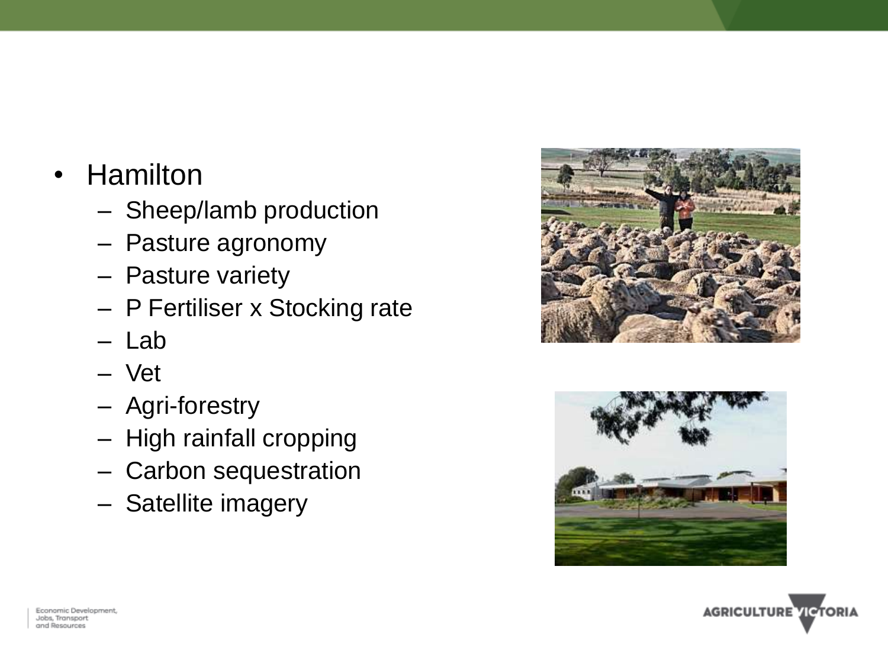- Hamilton
  - Sheep/lamb production
  - Pasture agronomy
  - Pasture variety
  - P Fertiliser x Stocking rate
  - Lab
  - Vet
  - Agri-forestry
  - High rainfall cropping
  - Carbon sequestration
  - Satellite imagery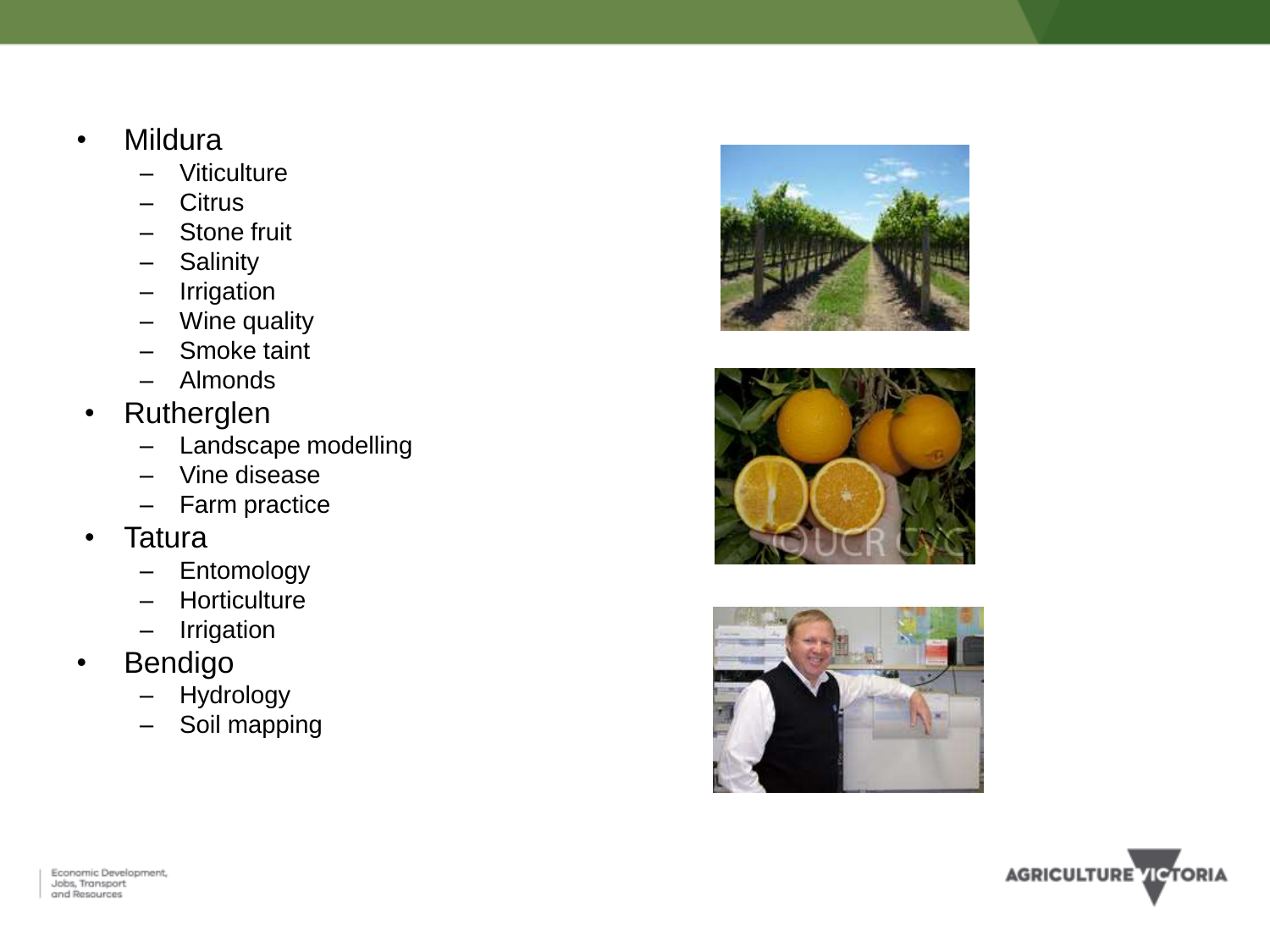- Mildura
  - Viticulture
  - Citrus
  - Stone fruit
  - Salinity
  - Irrigation
  - Wine quality
  - Smoke taint
  - Almonds
- Rutherglen
  - Landscape modelling
  - Vine disease
  - Farm practice
- Tatura
  - Entomology
  - Horticulture
  - Irrigation
- Bendigo
  - Hydrology
  - Soil mapping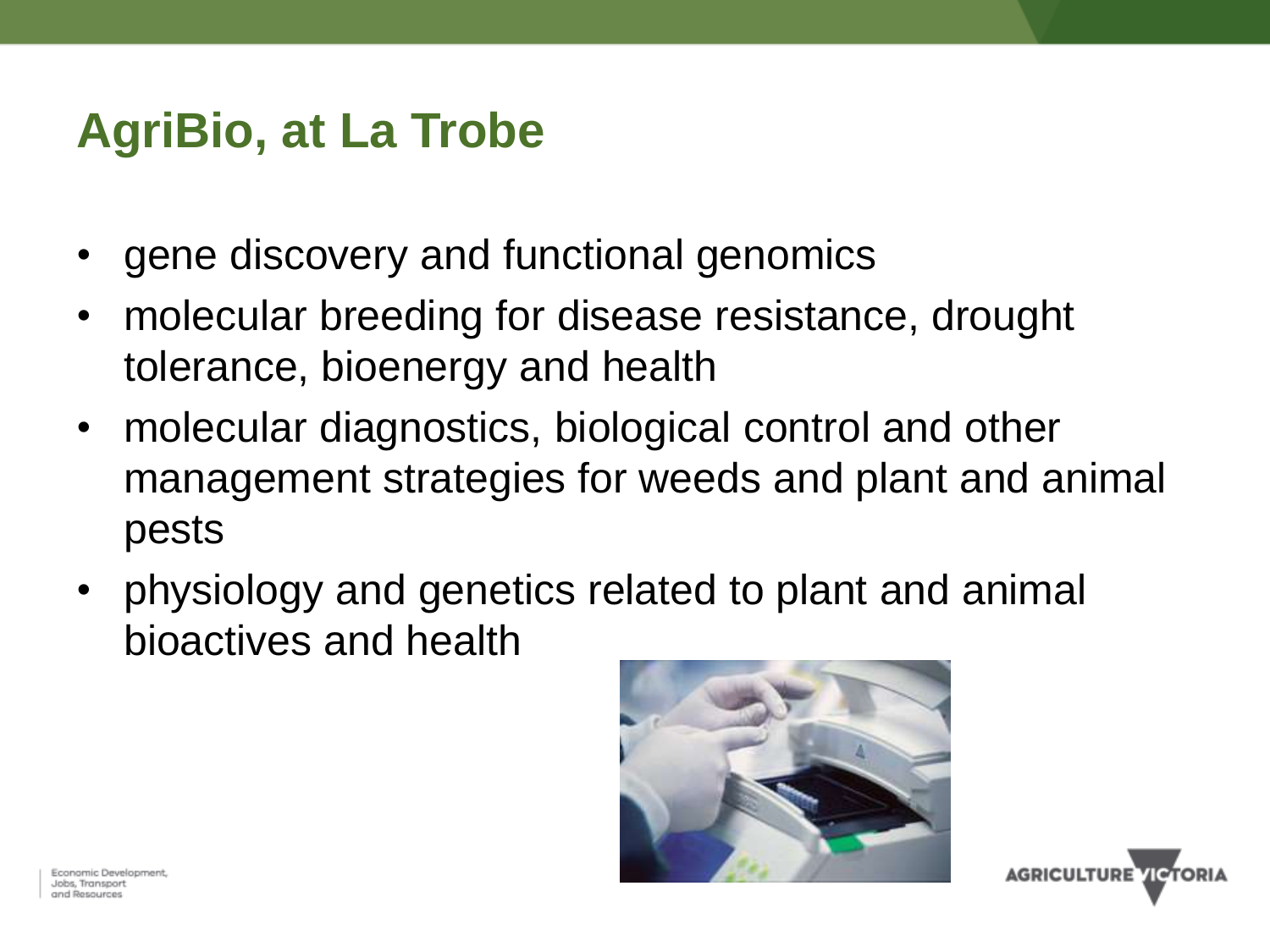# AgriBio, at La Trobe

- gene discovery and functional genomics
- molecular breeding for disease resistance, drought tolerance, bioenergy and health
- molecular diagnostics, biological control and other management strategies for weeds and plant and animal pests
- physiology and genetics related to plant and animal bioactives and health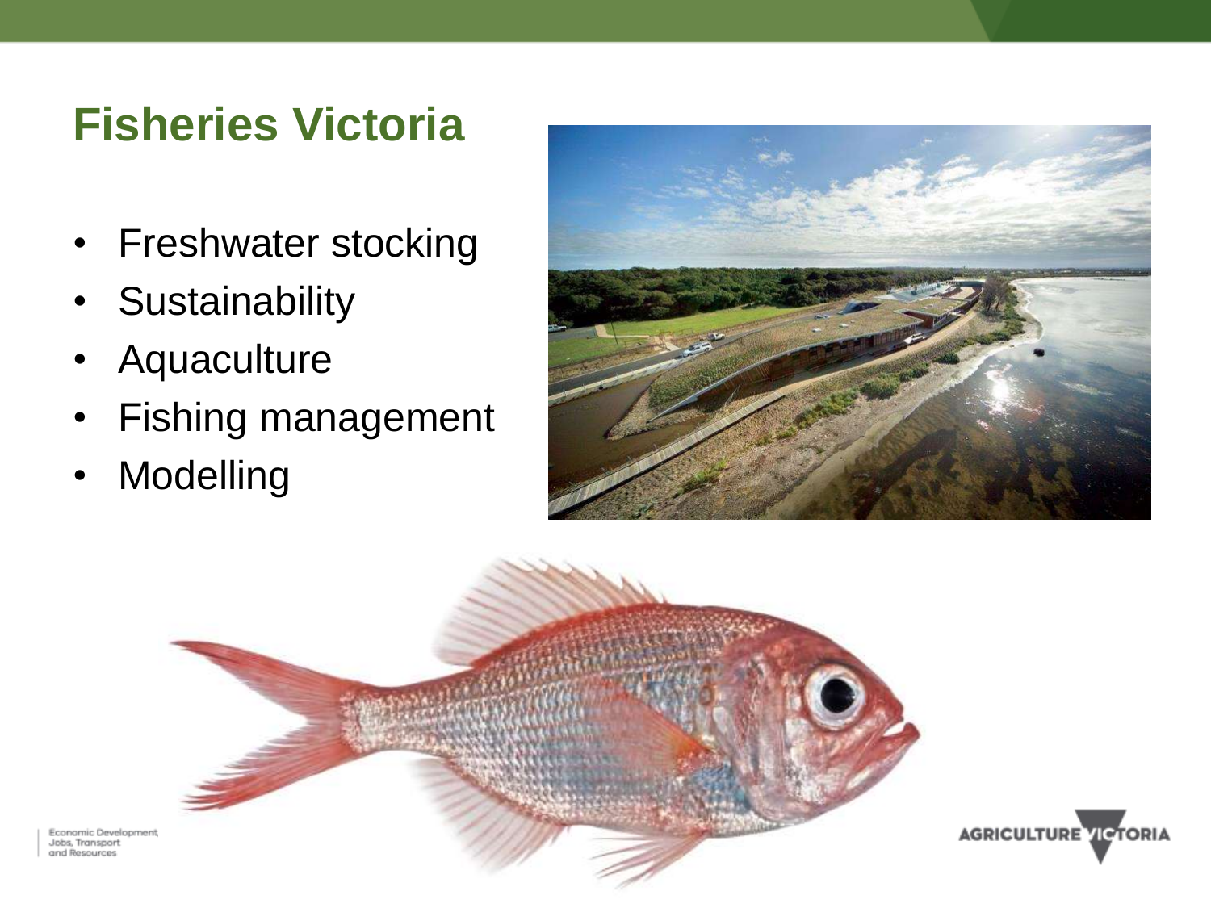# Fisheries Victoria

- Freshwater stocking
- Sustainability
- Aquaculture
- Fishing management
- Modelling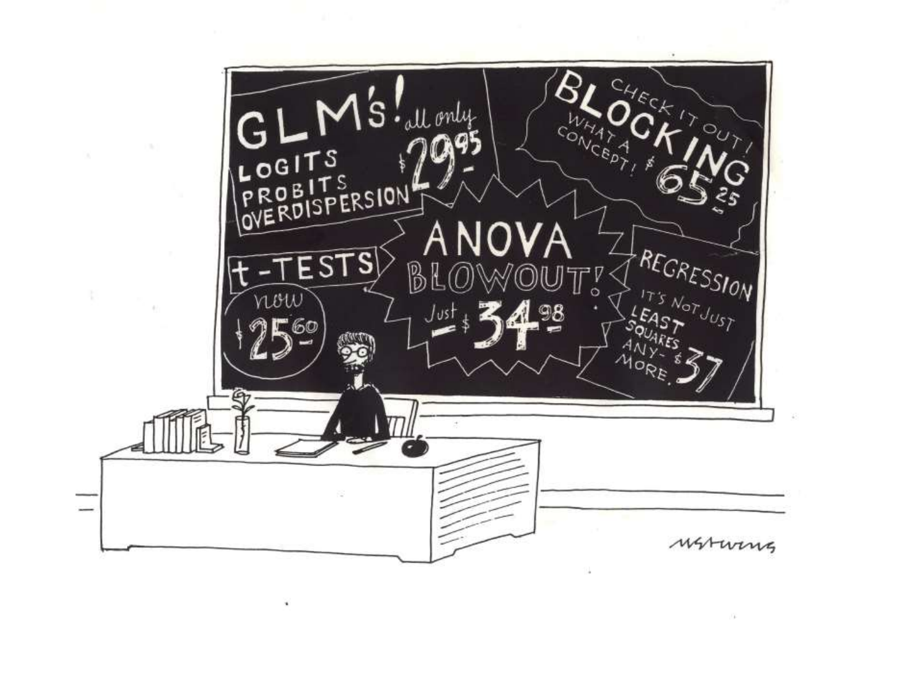GLM's! all only $29.95

LOGITS
PROBITS
OVERDISPERSION

CHECK IT OUT! BLOCKING WHAT A CONCEPT! $65.25

ANOVA BLOWOUT! Just $34.98

t-TESTS now $25.60

REGRESSION IT'S NOT JUST LEAST SQUARES ANY-MORE. $37

MSTEVENS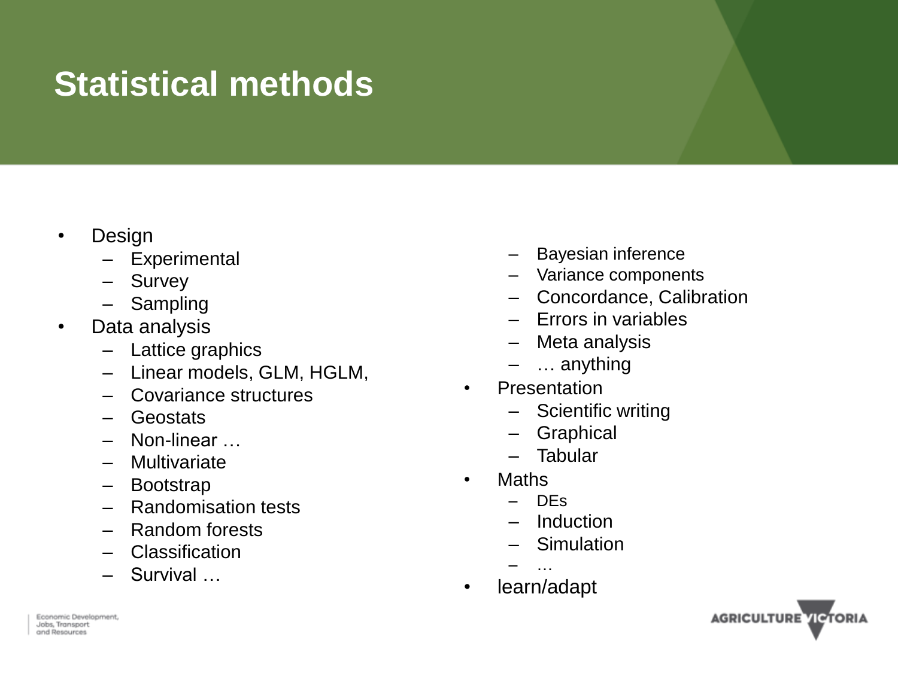# Statistical methods

- Design
  - Experimental
  - Survey
  - Sampling
- Data analysis
  - Lattice graphics
  - Linear models, GLM, HGLM,
  - Covariance structures
  - Geostats
  - Non-linear …
  - Multivariate
  - Bootstrap
  - Randomisation tests
  - Random forests
  - Classification
  - Survival …
  - Bayesian inference
  - Variance components
  - Concordance, Calibration
  - Errors in variables
  - Meta analysis
  - … anything
- Presentation
  - Scientific writing
  - Graphical
  - Tabular
- Maths
  - DEs
  - Induction
  - Simulation
  - …
- learn/adapt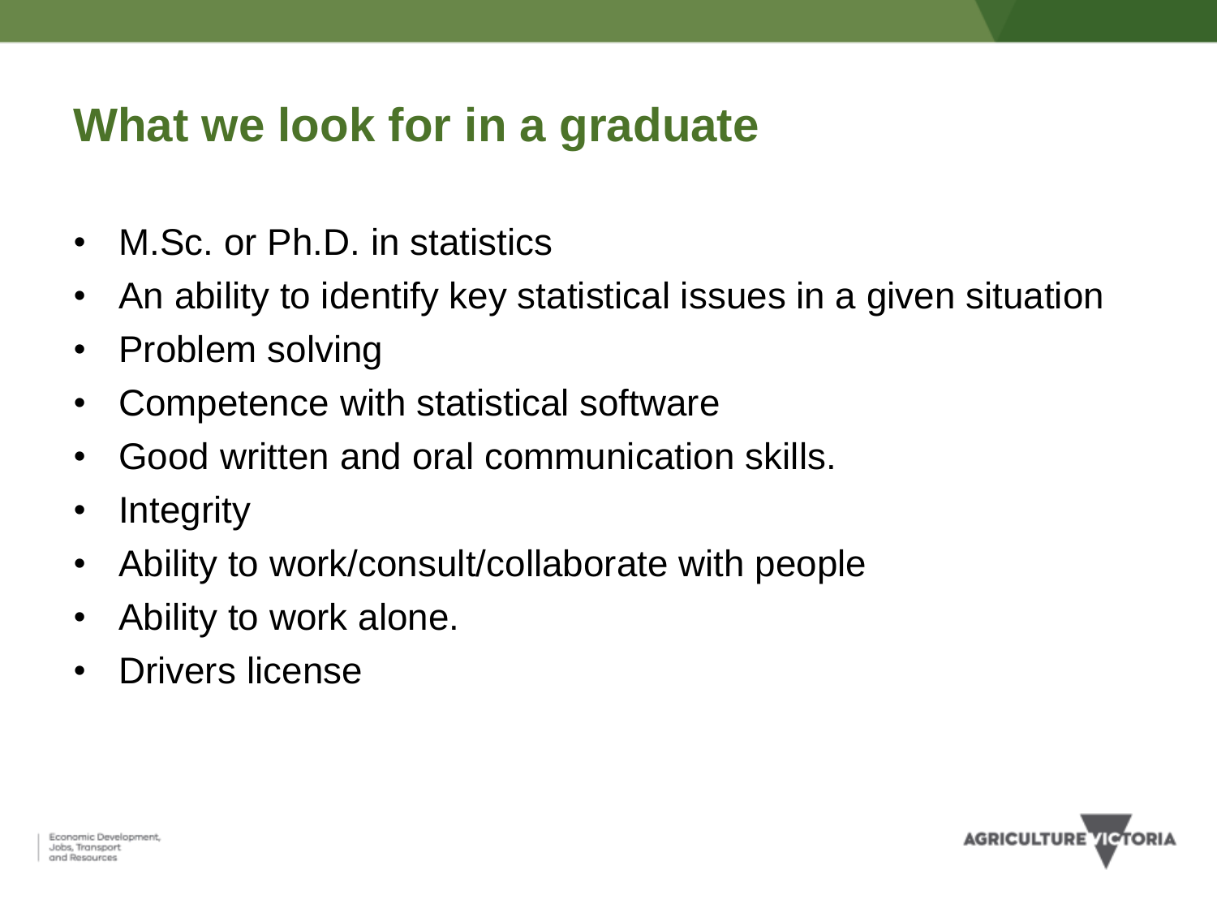# What we look for in a graduate

- M.Sc. or Ph.D. in statistics
- An ability to identify key statistical issues in a given situation
- Problem solving
- Competence with statistical software
- Good written and oral communication skills.
- Integrity
- Ability to work/consult/collaborate with people
- Ability to work alone.
- Drivers license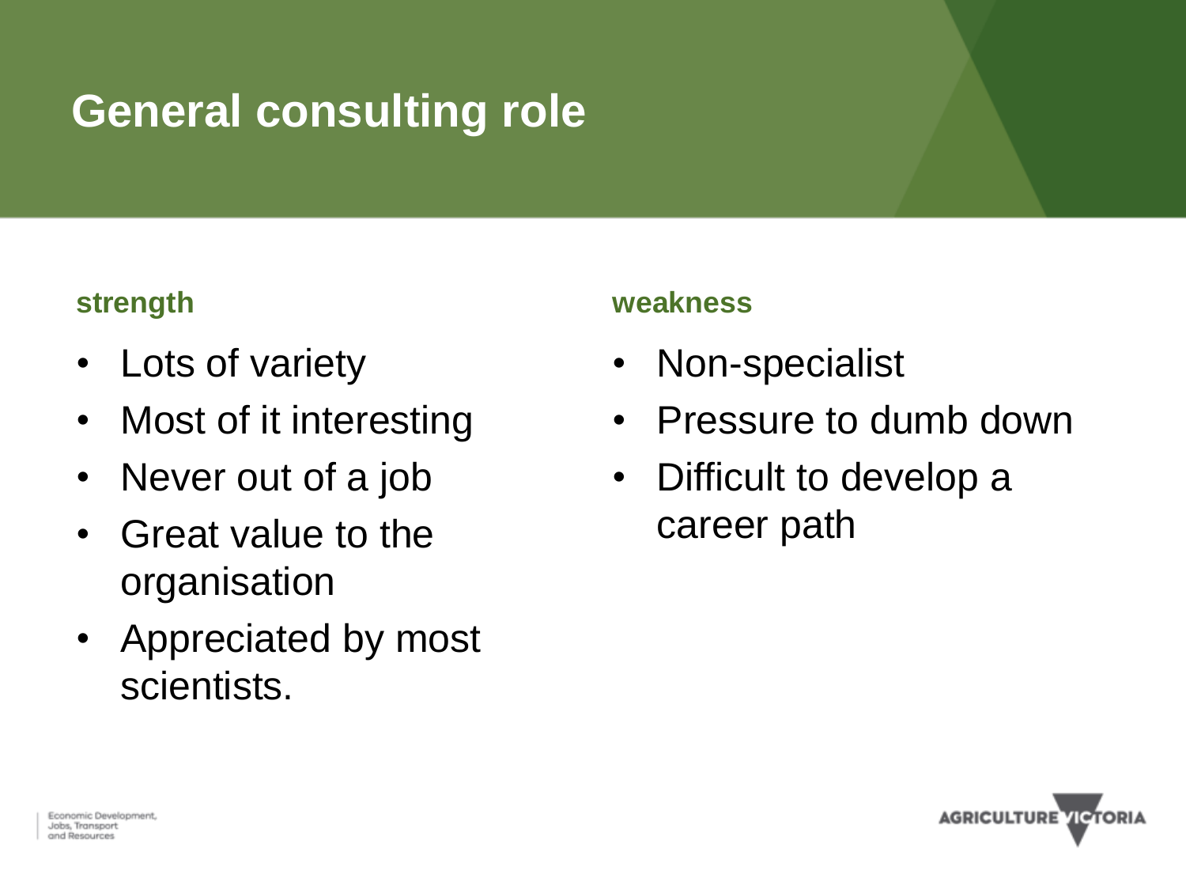# General consulting role

**strength**

- Lots of variety
- Most of it interesting
- Never out of a job
- Great value to the organisation
- Appreciated by most scientists.

**weakness**

- Non-specialist
- Pressure to dumb down
- Difficult to develop a career path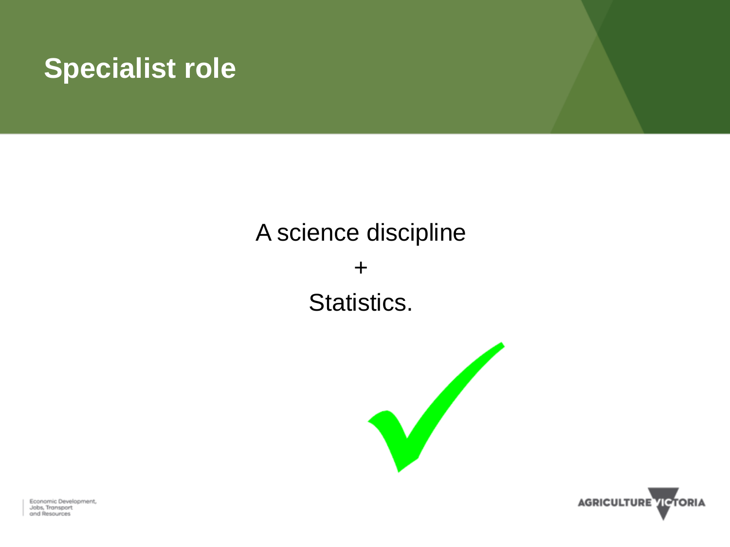# Specialist role

A science discipline

+

Statistics.